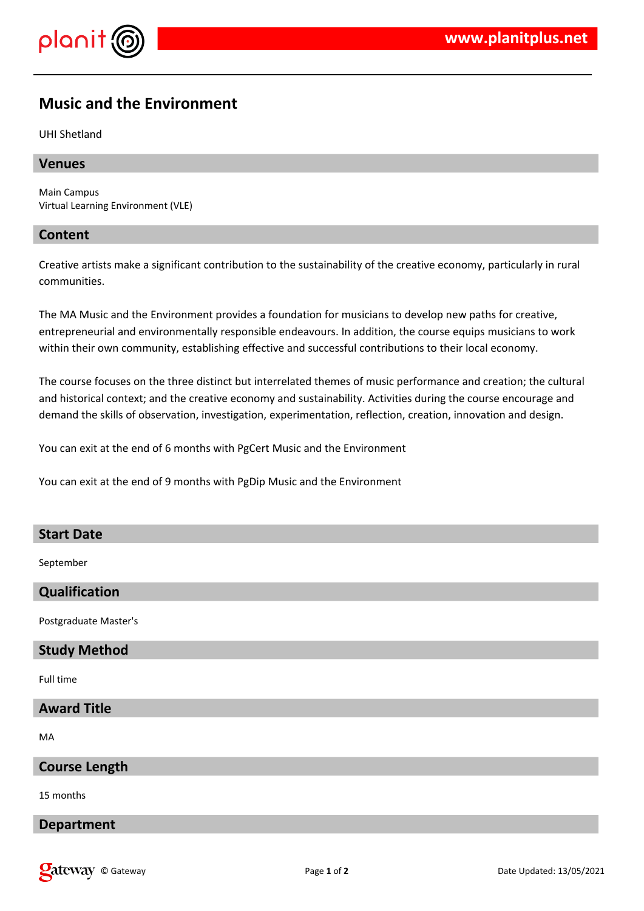# Music and the Environment

UHI Shetland

## Venues

Main Campus
Virtual Learning Environment (VLE)

## Content

Creative artists make a significant contribution to the sustainability of the creative economy, particularly in rural communities.

The MA Music and the Environment provides a foundation for musicians to develop new paths for creative, entrepreneurial and environmentally responsible endeavours. In addition, the course equips musicians to work within their own community, establishing effective and successful contributions to their local economy.

The course focuses on the three distinct but interrelated themes of music performance and creation; the cultural and historical context; and the creative economy and sustainability. Activities during the course encourage and demand the skills of observation, investigation, experimentation, reflection, creation, innovation and design.

You can exit at the end of 6 months with PgCert Music and the Environment

You can exit at the end of 9 months with PgDip Music and the Environment

## Start Date

September

## Qualification

Postgraduate Master's

## Study Method

Full time

## Award Title

MA

## Course Length

15 months

## Department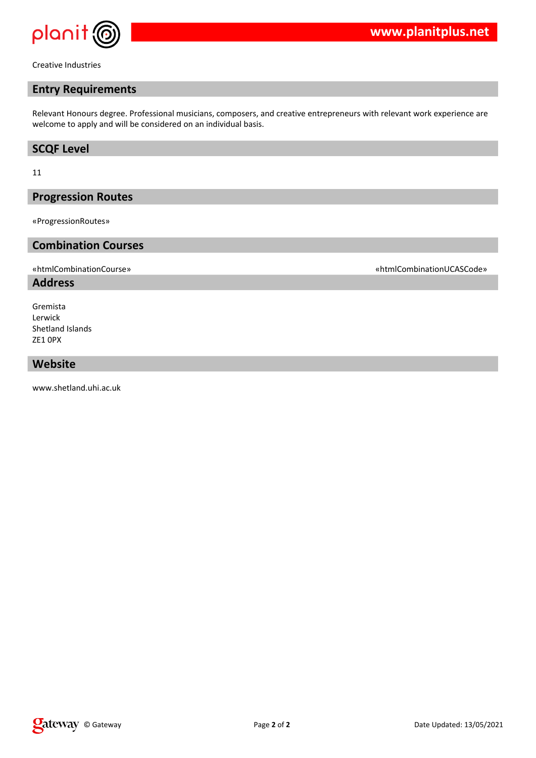Creative Industries

## Entry Requirements

Relevant Honours degree. Professional musicians, composers, and creative entrepreneurs with relevant work experience are welcome to apply and will be considered on an individual basis.

## SCQF Level

11

## Progression Routes

«ProgressionRoutes»

## Combination Courses

«htmlCombinationCourse» «htmlCombinationUCASCode»

## Address

Gremista
Lerwick
Shetland Islands
ZE1 0PX

## Website

www.shetland.uhi.ac.uk